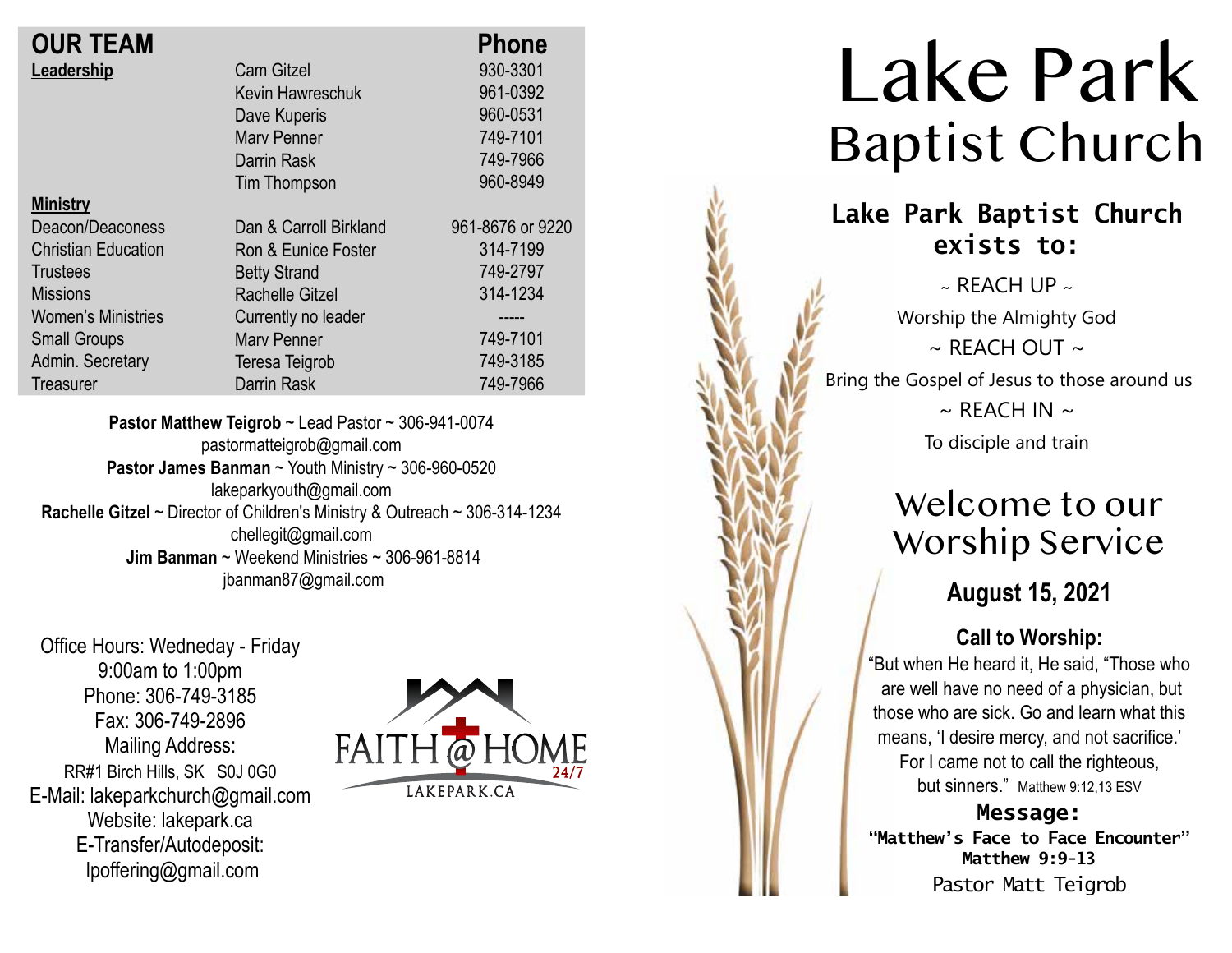## OUR TEAM

| | | Phone |
|---|---|---|
| **Leadership** | Cam Gitzel | 930-3301 |
| | Kevin Hawreschuk | 961-0392 |
| | Dave Kuperis | 960-0531 |
| | Marv Penner | 749-7101 |
| | Darrin Rask | 749-7966 |
| | Tim Thompson | 960-8949 |
| **Ministry** | | |
| Deacon/Deaconess | Dan & Carroll Birkland | 961-8676 or 9220 |
| Christian Education | Ron & Eunice Foster | 314-7199 |
| Trustees | Betty Strand | 749-2797 |
| Missions | Rachelle Gitzel | 314-1234 |
| Women's Ministries | Currently no leader | ----- |
| Small Groups | Marv Penner | 749-7101 |
| Admin. Secretary | Teresa Teigrob | 749-3185 |
| Treasurer | Darrin Rask | 749-7966 |

**Pastor Matthew Teigrob** ~ Lead Pastor ~ 306-941-0074
pastormatteigrob@gmail.com
**Pastor James Banman** ~ Youth Ministry ~ 306-960-0520
lakeparkyouth@gmail.com
**Rachelle Gitzel** ~ Director of Children's Ministry & Outreach ~ 306-314-1234
chellegit@gmail.com
**Jim Banman** ~ Weekend Ministries ~ 306-961-8814
jbanman87@gmail.com

Office Hours: Wedneday - Friday
9:00am to 1:00pm
Phone: 306-749-3185
Fax: 306-749-2896
Mailing Address:
RR#1 Birch Hills, SK S0J 0G0
E-Mail: lakeparkchurch@gmail.com
Website: lakepark.ca
E-Transfer/Autodeposit:
lpoffering@gmail.com

FAITH @ HOME 24/7
LAKEPARK.CA

# Lake Park Baptist Church

## Lake Park Baptist Church exists to:

~ REACH UP ~
Worship the Almighty God
~ REACH OUT ~
Bring the Gospel of Jesus to those around us
~ REACH IN ~
To disciple and train

## Welcome to our Worship Service

**August 15, 2021**

**Call to Worship:**
"But when He heard it, He said, "Those who are well have no need of a physician, but those who are sick. Go and learn what this means, 'I desire mercy, and not sacrifice.' For I came not to call the righteous, but sinners." Matthew 9:12,13 ESV

**Message:**
**"Matthew's Face to Face Encounter"**
**Matthew 9:9-13**
Pastor Matt Teigrob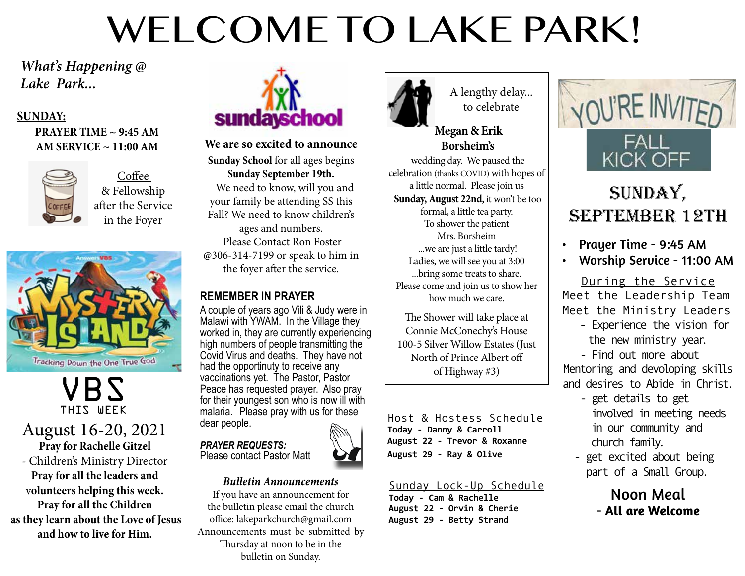# WELCOME TO LAKE PARK!

*What's Happening @ Lake Park...*

**SUNDAY:**

**PRAYER TIME ~ 9:45 AM**
**AM SERVICE ~ 11:00 AM**

Coffee & Fellowship after the Service in the Foyer

Mystery Island — Tracking Down the One True God

## VBS THIS WEEK

August 16-20, 2021

**Pray for Rachelle Gitzel**
- Children's Ministry Director

**Pray for all the leaders and volunteers helping this week.**
**Pray for all the Children as they learn about the Love of Jesus and how to live for Him.**

sundayschool

**We are so excited to announce**

**Sunday School** for all ages begins **Sunday September 19th.**
We need to know, will you and your family be attending SS this Fall? We need to know children's ages and numbers.
Please Contact Ron Foster @306-314-7199 or speak to him in the foyer after the service.

## REMEMBER IN PRAYER

A couple of years ago Vili & Judy were in Malawi with YWAM. In the Village they worked in, they are currently experiencing high numbers of people transmitting the Covid Virus and deaths. They have not had the opportunity to receive any vaccinations yet. The Pastor, Pastor Peace has requested prayer. Also pray for their youngest son who is now ill with malaria. Please pray with us for these dear people.

***PRAYER REQUESTS:***
Please contact Pastor Matt

***Bulletin Announcements***

If you have an announcement for the bulletin please email the church office: lakeparkchurch@gmail.com
Announcements must be submitted by Thursday at noon to be in the bulletin on Sunday.

A lengthy delay... to celebrate

**Megan & Erik Borsheim's**

wedding day. We paused the celebration (thanks COVID) with hopes of a little normal. Please join us **Sunday, August 22nd,** it won't be too formal, a little tea party.
To shower the patient Mrs. Borsheim
...we are just a little tardy!
Ladies, we will see you at 3:00
...bring some treats to share.
Please come and join us to show her how much we care.

The Shower will take place at Connie McConechy's House 100-5 Silver Willow Estates (Just North of Prince Albert off of Highway #3)

Host & Hostess Schedule
**Today - Danny & Carroll**
**August 22 - Trevor & Roxanne**
**August 29 - Ray & Olive**

Sunday Lock-Up Schedule
**Today - Cam & Rachelle**
**August 22 - Orvin & Cherie**
**August 29 - Betty Strand**

YOU'RE INVITED

FALL KICK OFF

## SUNDAY, SEPTEMBER 12TH

- **Prayer Time - 9:45 AM**
- **Worship Service - 11:00 AM**

During the Service
Meet the Leadership Team
Meet the Ministry Leaders
- Experience the vision for the new ministry year.
- Find out more about Mentoring and devoloping skills and desires to Abide in Christ.
- get details to get involved in meeting needs in our community and church family.
- get excited about being part of a Small Group.

**Noon Meal**
**- All are Welcome**